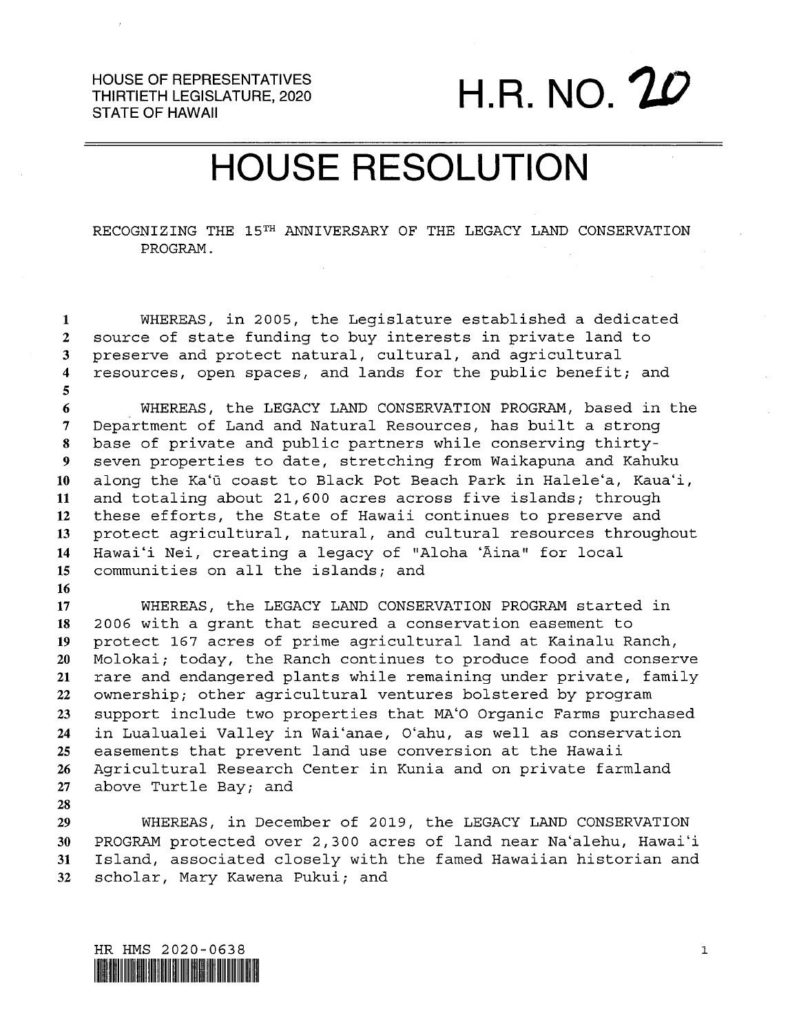HOUSE OF REPRESENTATIVES
THIRTIETH LEGISLATURE, 2020
STATE OF HAWAII

# H.R. NO. 20

# HOUSE RESOLUTION

RECOGNIZING THE 15TH ANNIVERSARY OF THE LEGACY LAND CONSERVATION PROGRAM.

WHEREAS, in 2005, the Legislature established a dedicated source of state funding to buy interests in private land to preserve and protect natural, cultural, and agricultural resources, open spaces, and lands for the public benefit; and

WHEREAS, the LEGACY LAND CONSERVATION PROGRAM, based in the Department of Land and Natural Resources, has built a strong base of private and public partners while conserving thirty-seven properties to date, stretching from Waikapuna and Kahuku along the Ka'ū coast to Black Pot Beach Park in Halele'a, Kaua'i, and totaling about 21,600 acres across five islands; through these efforts, the State of Hawaii continues to preserve and protect agricultural, natural, and cultural resources throughout Hawai'i Nei, creating a legacy of "Aloha 'Āina" for local communities on all the islands; and

WHEREAS, the LEGACY LAND CONSERVATION PROGRAM started in 2006 with a grant that secured a conservation easement to protect 167 acres of prime agricultural land at Kainalu Ranch, Molokai; today, the Ranch continues to produce food and conserve rare and endangered plants while remaining under private, family ownership; other agricultural ventures bolstered by program support include two properties that MA'O Organic Farms purchased in Lualualei Valley in Wai'anae, O'ahu, as well as conservation easements that prevent land use conversion at the Hawaii Agricultural Research Center in Kunia and on private farmland above Turtle Bay; and

WHEREAS, in December of 2019, the LEGACY LAND CONSERVATION PROGRAM protected over 2,300 acres of land near Na'alehu, Hawai'i Island, associated closely with the famed Hawaiian historian and scholar, Mary Kawena Pukui; and

HR HMS 2020-0638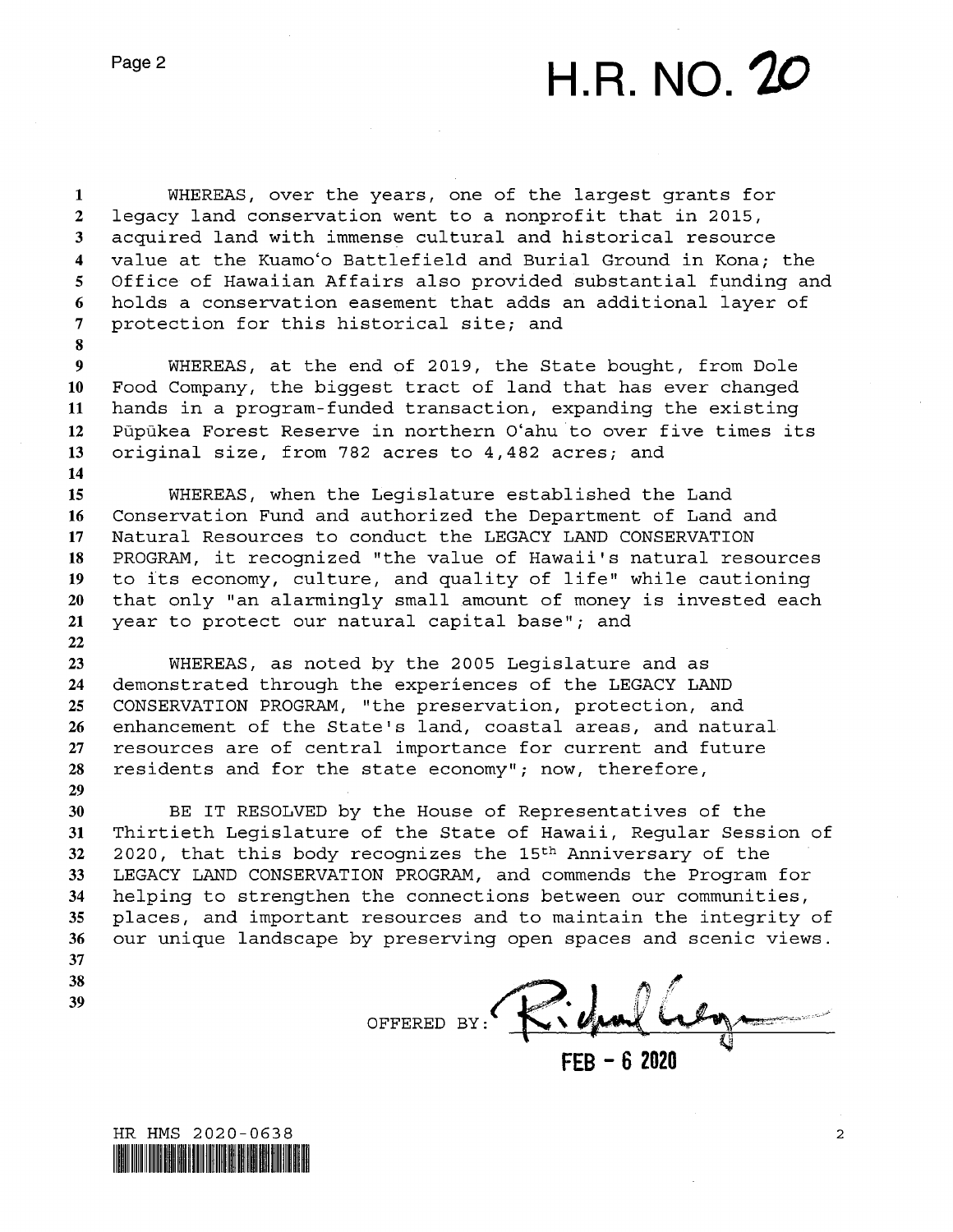# H.R. NO. 20

WHEREAS, over the years, one of the largest grants for legacy land conservation went to a nonprofit that in 2015, acquired land with immense cultural and historical resource value at the Kuamoʻo Battlefield and Burial Ground in Kona; the Office of Hawaiian Affairs also provided substantial funding and holds a conservation easement that adds an additional layer of protection for this historical site; and

WHEREAS, at the end of 2019, the State bought, from Dole Food Company, the biggest tract of land that has ever changed hands in a program-funded transaction, expanding the existing Pūpūkea Forest Reserve in northern Oʻahu to over five times its original size, from 782 acres to 4,482 acres; and

WHEREAS, when the Legislature established the Land Conservation Fund and authorized the Department of Land and Natural Resources to conduct the LEGACY LAND CONSERVATION PROGRAM, it recognized "the value of Hawaii's natural resources to its economy, culture, and quality of life" while cautioning that only "an alarmingly small amount of money is invested each year to protect our natural capital base"; and

WHEREAS, as noted by the 2005 Legislature and as demonstrated through the experiences of the LEGACY LAND CONSERVATION PROGRAM, "the preservation, protection, and enhancement of the State's land, coastal areas, and natural resources are of central importance for current and future residents and for the state economy"; now, therefore,

BE IT RESOLVED by the House of Representatives of the Thirtieth Legislature of the State of Hawaii, Regular Session of 2020, that this body recognizes the 15th Anniversary of the LEGACY LAND CONSERVATION PROGRAM, and commends the Program for helping to strengthen the connections between our communities, places, and important resources and to maintain the integrity of our unique landscape by preserving open spaces and scenic views.

OFFERED BY: ______________________

FEB - 6 2020

HR HMS 2020-0638